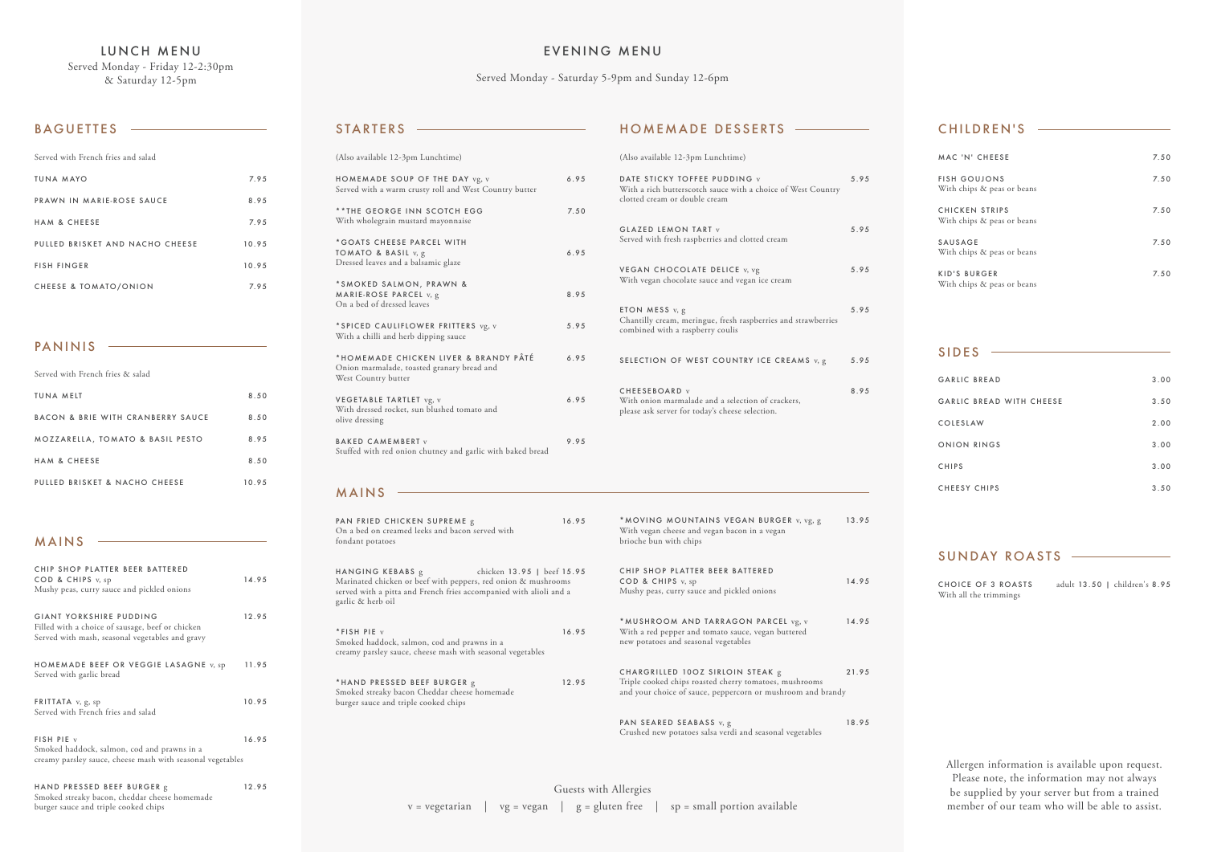# LUNCH MENU

Served Monday - Friday 12-2:30pm
& Saturday 12-5pm

## BAGUETTES

Served with French fries and salad

| Item | Price |
| --- | --- |
| TUNA MAYO | 7.95 |
| PRAWN IN MARIE-ROSE SAUCE | 8.95 |
| HAM & CHEESE | 7.95 |
| PULLED BRISKET AND NACHO CHEESE | 10.95 |
| FISH FINGER | 10.95 |
| CHEESE & TOMATO/ONION | 7.95 |

## PANINIS

Served with French fries & salad

| Item | Price |
| --- | --- |
| TUNA MELT | 8.50 |
| BACON & BRIE WITH CRANBERRY SAUCE | 8.50 |
| MOZZARELLA, TOMATO & BASIL PESTO | 8.95 |
| HAM & CHEESE | 8.50 |
| PULLED BRISKET & NACHO CHEESE | 10.95 |

## MAINS

**CHIP SHOP PLATTER BEER BATTERED COD & CHIPS** v, sp — 14.95
Mushy peas, curry sauce and pickled onions

**GIANT YORKSHIRE PUDDING** — 12.95
Filled with a choice of sausage, beef or chicken
Served with mash, seasonal vegetables and gravy

**HOMEMADE BEEF OR VEGGIE LASAGNE** v, sp — 11.95
Served with garlic bread

**FRITTATA** v, g, sp — 10.95
Served with French fries and salad

**FISH PIE** v — 16.95
Smoked haddock, salmon, cod and prawns in a creamy parsley sauce, cheese mash with seasonal vegetables

**HAND PRESSED BEEF BURGER** g — 12.95
Smoked streaky bacon, cheddar cheese homemade burger sauce and triple cooked chips

# EVENING MENU

Served Monday - Saturday 5-9pm and Sunday 12-6pm

## STARTERS

(Also available 12-3pm Lunchtime)

**HOMEMADE SOUP OF THE DAY** vg, v — 6.95
Served with a warm crusty roll and West Country butter

****THE GEORGE INN SCOTCH EGG** — 7.50
With wholegrain mustard mayonnaise

***GOATS CHEESE PARCEL WITH TOMATO & BASIL** v, g — 6.95
Dressed leaves and a balsamic glaze

***SMOKED SALMON, PRAWN & MARIE-ROSE PARCEL** v, g — 8.95
On a bed of dressed leaves

***SPICED CAULIFLOWER FRITTERS** vg, v — 5.95
With a chilli and herb dipping sauce

***HOMEMADE CHICKEN LIVER & BRANDY PÂTÉ** — 6.95
Onion marmalade, toasted granary bread and West Country butter

**VEGETABLE TARTLET** vg, v — 6.95
With dressed rocket, sun blushed tomato and olive dressing

**BAKED CAMEMBERT** v — 9.95
Stuffed with red onion chutney and garlic with baked bread

## HOMEMADE DESSERTS

(Also available 12-3pm Lunchtime)

**DATE STICKY TOFFEE PUDDING** v — 5.95
With a rich butterscotch sauce with a choice of West Country clotted cream or double cream

**GLAZED LEMON TART** v — 5.95
Served with fresh raspberries and clotted cream

**VEGAN CHOCOLATE DELICE** v, vg — 5.95
With vegan chocolate sauce and vegan ice cream

**ETON MESS** v, g — 5.95
Chantilly cream, meringue, fresh raspberries and strawberries combined with a raspberry coulis

**SELECTION OF WEST COUNTRY ICE CREAMS** v, g — 5.95

**CHEESEBOARD** v — 8.95
With onion marmalade and a selection of crackers, please ask server for today's cheese selection.

## MAINS

**PAN FRIED CHICKEN SUPREME** g — 16.95
On a bed on creamed leeks and bacon served with fondant potatoes

**HANGING KEBABS** g — chicken 13.95 | beef 15.95
Marinated chicken or beef with peppers, red onion & mushrooms served with a pitta and French fries accompanied with alioli and a garlic & herb oil

***FISH PIE** v — 16.95
Smoked haddock, salmon, cod and prawns in a creamy parsley sauce, cheese mash with seasonal vegetables

***HAND PRESSED BEEF BURGER** g — 12.95
Smoked streaky bacon Cheddar cheese homemade burger sauce and triple cooked chips

***MOVING MOUNTAINS VEGAN BURGER** v, vg, g — 13.95
With vegan cheese and vegan bacon in a vegan brioche bun with chips

**CHIP SHOP PLATTER BEER BATTERED COD & CHIPS** v, sp — 14.95
Mushy peas, curry sauce and pickled onions

***MUSHROOM AND TARRAGON PARCEL** vg, v — 14.95
With a red pepper and tomato sauce, vegan buttered new potatoes and seasonal vegetables

**CHARGRILLED 10OZ SIRLOIN STEAK** g — 21.95
Triple cooked chips roasted cherry tomatoes, mushrooms and your choice of sauce, peppercorn or mushroom and brandy

**PAN SEARED SEABASS** v, g — 18.95
Crushed new potatoes salsa verdi and seasonal vegetables

Guests with Allergies

v = vegetarian | vg = vegan | g = gluten free | sp = small portion available

## CHILDREN'S

**MAC 'N' CHEESE** — 7.50

**FISH GOUJONS** — 7.50
With chips & peas or beans

**CHICKEN STRIPS** — 7.50
With chips & peas or beans

**SAUSAGE** — 7.50
With chips & peas or beans

**KID'S BURGER** — 7.50
With chips & peas or beans

## SIDES

| Item | Price |
| --- | --- |
| GARLIC BREAD | 3.00 |
| GARLIC BREAD WITH CHEESE | 3.50 |
| COLESLAW | 2.00 |
| ONION RINGS | 3.00 |
| CHIPS | 3.00 |
| CHEESY CHIPS | 3.50 |

## SUNDAY ROASTS

**CHOICE OF 3 ROASTS** — adult 13.50 | children's 8.95
With all the trimmings

Allergen information is available upon request. Please note, the information may not always be supplied by your server but from a trained member of our team who will be able to assist.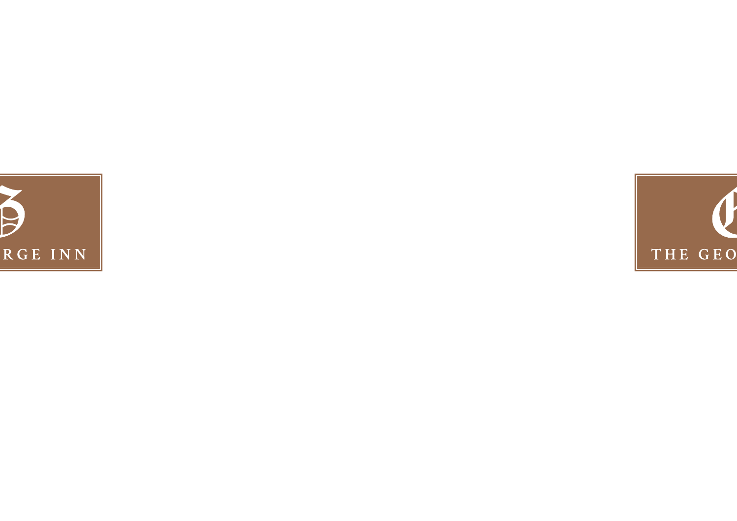RGE INN

THE GEO